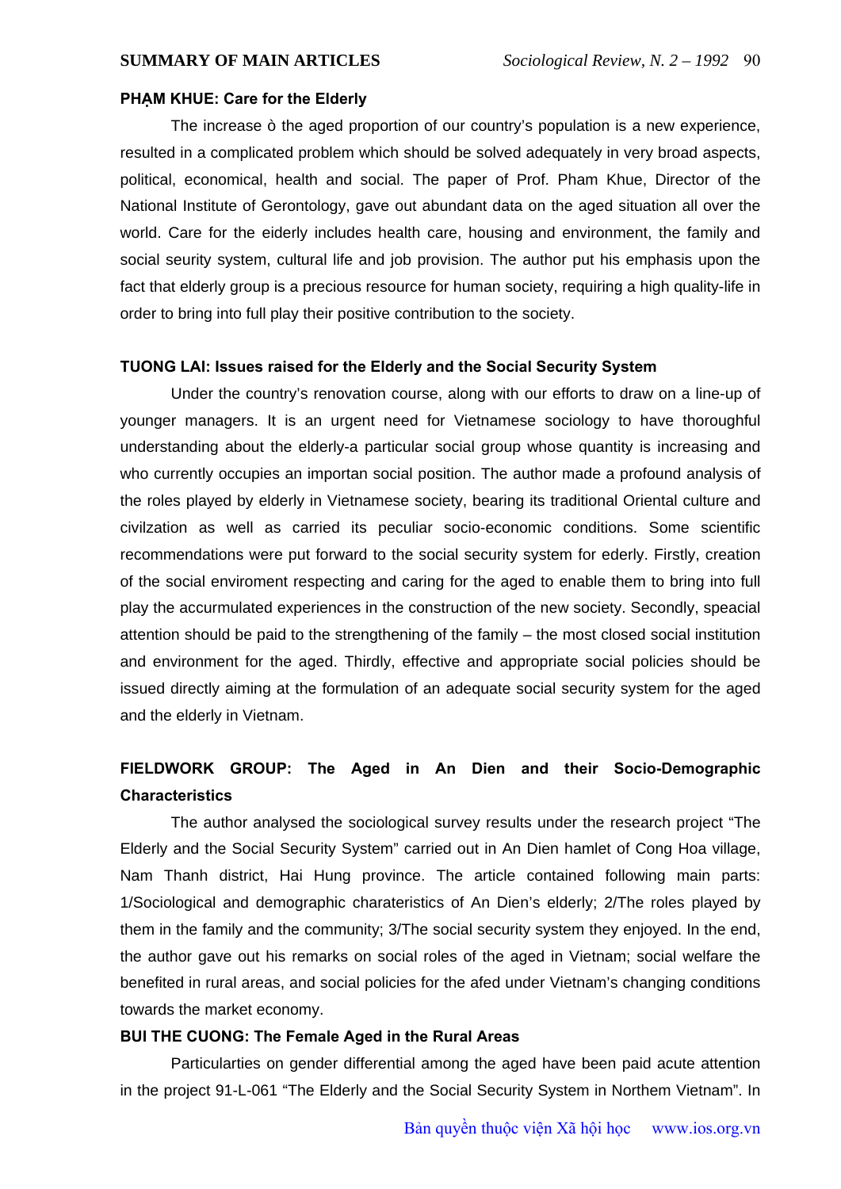**SUMMARY OF MAIN ARTICLES**

### PHẠM KHUE: Care for the Elderly

The increase ò the aged proportion of our country's population is a new experience, resulted in a complicated problem which should be solved adequately in very broad aspects, political, economical, health and social. The paper of Prof. Pham Khue, Director of the National Institute of Gerontology, gave out abundant data on the aged situation all over the world. Care for the eiderly includes health care, housing and environment, the family and social seurity system, cultural life and job provision. The author put his emphasis upon the fact that elderly group is a precious resource for human society, requiring a high quality-life in order to bring into full play their positive contribution to the society.

### TUONG LAI: Issues raised for the Elderly and the Social Security System

Under the country's renovation course, along with our efforts to draw on a line-up of younger managers. It is an urgent need for Vietnamese sociology to have thoroughful understanding about the elderly-a particular social group whose quantity is increasing and who currently occupies an importan social position. The author made a profound analysis of the roles played by elderly in Vietnamese society, bearing its traditional Oriental culture and civilzation as well as carried its peculiar socio-economic conditions. Some scientific recommendations were put forward to the social security system for ederly. Firstly, creation of the social enviroment respecting and caring for the aged to enable them to bring into full play the accurmulated experiences in the construction of the new society. Secondly, speacial attention should be paid to the strengthening of the family – the most closed social institution and environment for the aged. Thirdly, effective and appropriate social policies should be issued directly aiming at the formulation of an adequate social security system for the aged and the elderly in Vietnam.

### FIELDWORK GROUP: The Aged in An Dien and their Socio-Demographic Characteristics

The author analysed the sociological survey results under the research project "The Elderly and the Social Security System" carried out in An Dien hamlet of Cong Hoa village, Nam Thanh district, Hai Hung province. The article contained following main parts: 1/Sociological and demographic charateristics of An Dien's elderly; 2/The roles played by them in the family and the community; 3/The social security system they enjoyed. In the end, the author gave out his remarks on social roles of the aged in Vietnam; social welfare the benefited in rural areas, and social policies for the afed under Vietnam's changing conditions towards the market economy.

### BUI THE CUONG: The Female Aged in the Rural Areas

Particularties on gender differential among the aged have been paid acute attention in the project 91-L-061 "The Elderly and the Social Security System in Northem Vietnam". In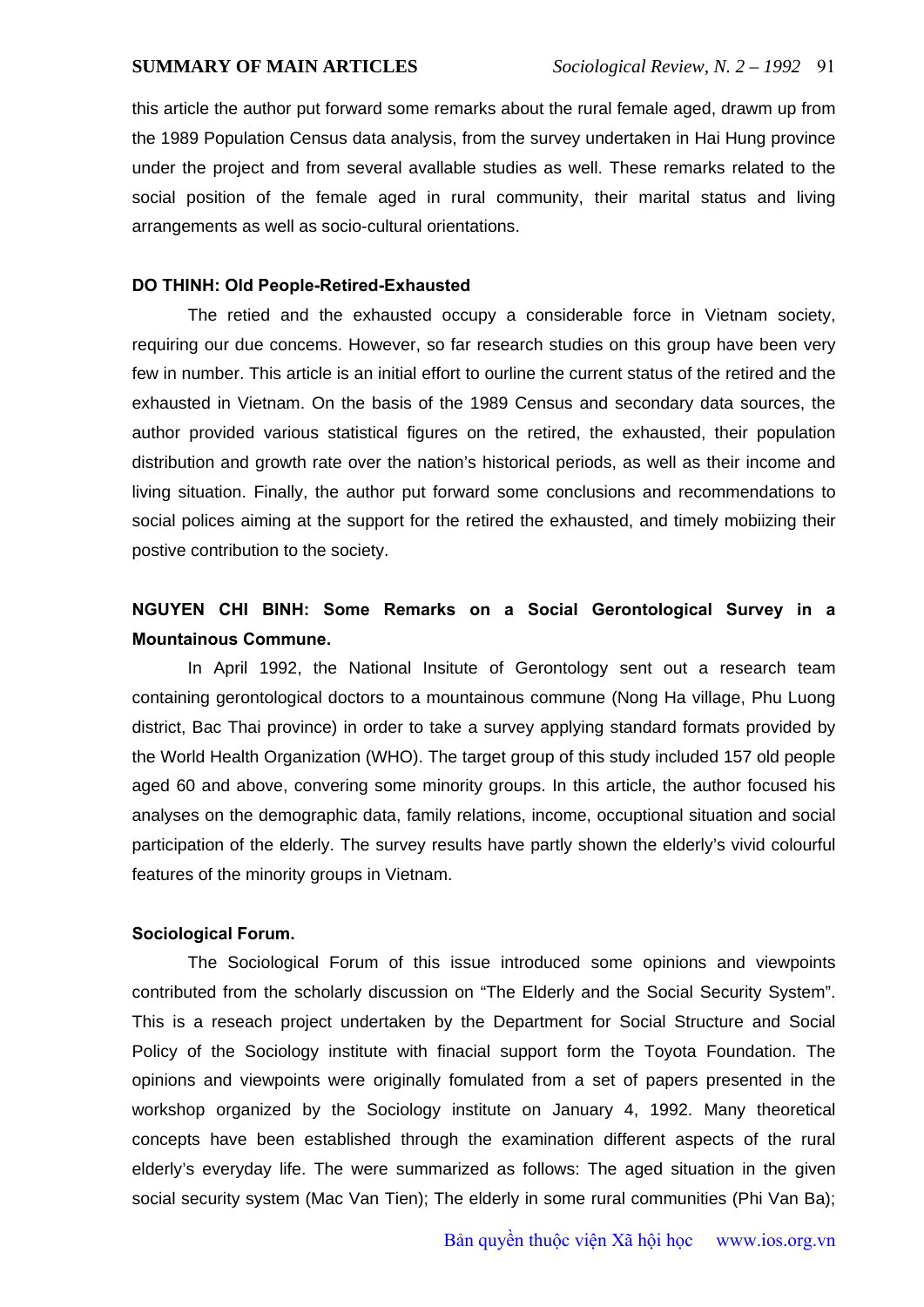this article the author put forward some remarks about the rural female aged, drawm up from the 1989 Population Census data analysis, from the survey undertaken in Hai Hung province under the project and from several avallable studies as well. These remarks related to the social position of the female aged in rural community, their marital status and living arrangements as well as socio-cultural orientations.

**DO THINH: Old People-Retired-Exhausted**

The retied and the exhausted occupy a considerable force in Vietnam society, requiring our due concems. However, so far research studies on this group have been very few in number. This article is an initial effort to ourline the current status of the retired and the exhausted in Vietnam. On the basis of the 1989 Census and secondary data sources, the author provided various statistical figures on the retired, the exhausted, their population distribution and growth rate over the nation's historical periods, as well as their income and living situation. Finally, the author put forward some conclusions and recommendations to social polices aiming at the support for the retired the exhausted, and timely mobiizing their postive contribution to the society.

**NGUYEN CHI BINH: Some Remarks on a Social Gerontological Survey in a Mountainous Commune.**

In April 1992, the National Insitute of Gerontology sent out a research team containing gerontological doctors to a mountainous commune (Nong Ha village, Phu Luong district, Bac Thai province) in order to take a survey applying standard formats provided by the World Health Organization (WHO). The target group of this study included 157 old people aged 60 and above, convering some minority groups. In this article, the author focused his analyses on the demographic data, family relations, income, occuptional situation and social participation of the elderly. The survey results have partly shown the elderly's vivid colourful features of the minority groups in Vietnam.

**Sociological Forum.**

The Sociological Forum of this issue introduced some opinions and viewpoints contributed from the scholarly discussion on "The Elderly and the Social Security System". This is a reseach project undertaken by the Department for Social Structure and Social Policy of the Sociology institute with finacial support form the Toyota Foundation. The opinions and viewpoints were originally fomulated from a set of papers presented in the workshop organized by the Sociology institute on January 4, 1992. Many theoretical concepts have been established through the examination different aspects of the rural elderly's everyday life. The were summarized as follows: The aged situation in the given social security system (Mac Van Tien); The elderly in some rural communities (Phi Van Ba);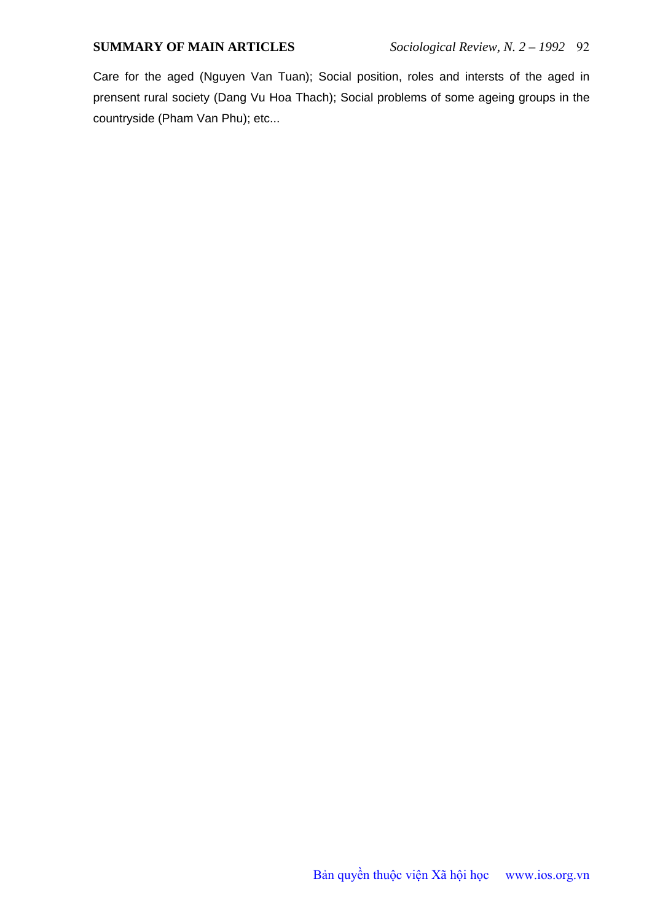Care for the aged (Nguyen Van Tuan); Social position, roles and intersts of the aged in prensent rural society (Dang Vu Hoa Thach); Social problems of some ageing groups in the countryside (Pham Van Phu); etc...